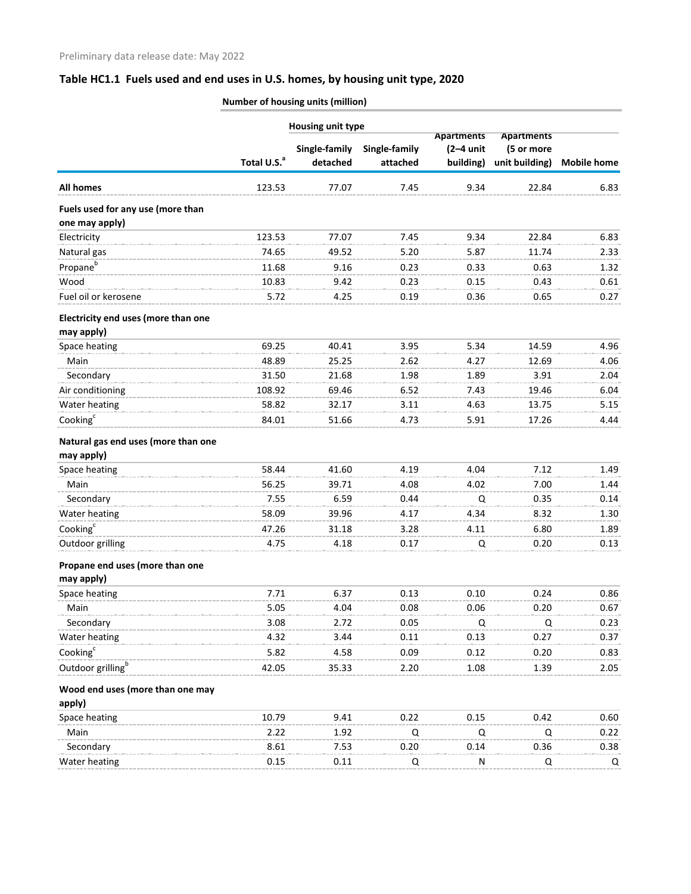Preliminary data release date: May 2022

## Table HC1.1 Fuels used and end uses in U.S. homes, by housing unit type, 2020

**Number of housing units (million)**

| | | Housing unit type | | | | |
|---|---|---|---|---|---|---|
| | Total U.S.[a] | Single-family detached | Single-family attached | Apartments (2–4 unit building) | Apartments (5 or more unit building) | Mobile home |
| **All homes** | 123.53 | 77.07 | 7.45 | 9.34 | 22.84 | 6.83 |
| **Fuels used for any use (more than one may apply)** | | | | | | |
| Electricity | 123.53 | 77.07 | 7.45 | 9.34 | 22.84 | 6.83 |
| Natural gas | 74.65 | 49.52 | 5.20 | 5.87 | 11.74 | 2.33 |
| Propane[b] | 11.68 | 9.16 | 0.23 | 0.33 | 0.63 | 1.32 |
| Wood | 10.83 | 9.42 | 0.23 | 0.15 | 0.43 | 0.61 |
| Fuel oil or kerosene | 5.72 | 4.25 | 0.19 | 0.36 | 0.65 | 0.27 |
| **Electricity end uses (more than one may apply)** | | | | | | |
| Space heating | 69.25 | 40.41 | 3.95 | 5.34 | 14.59 | 4.96 |
| Main | 48.89 | 25.25 | 2.62 | 4.27 | 12.69 | 4.06 |
| Secondary | 31.50 | 21.68 | 1.98 | 1.89 | 3.91 | 2.04 |
| Air conditioning | 108.92 | 69.46 | 6.52 | 7.43 | 19.46 | 6.04 |
| Water heating | 58.82 | 32.17 | 3.11 | 4.63 | 13.75 | 5.15 |
| Cooking[c] | 84.01 | 51.66 | 4.73 | 5.91 | 17.26 | 4.44 |
| **Natural gas end uses (more than one may apply)** | | | | | | |
| Space heating | 58.44 | 41.60 | 4.19 | 4.04 | 7.12 | 1.49 |
| Main | 56.25 | 39.71 | 4.08 | 4.02 | 7.00 | 1.44 |
| Secondary | 7.55 | 6.59 | 0.44 | Q | 0.35 | 0.14 |
| Water heating | 58.09 | 39.96 | 4.17 | 4.34 | 8.32 | 1.30 |
| Cooking[c] | 47.26 | 31.18 | 3.28 | 4.11 | 6.80 | 1.89 |
| Outdoor grilling | 4.75 | 4.18 | 0.17 | Q | 0.20 | 0.13 |
| **Propane end uses (more than one may apply)** | | | | | | |
| Space heating | 7.71 | 6.37 | 0.13 | 0.10 | 0.24 | 0.86 |
| Main | 5.05 | 4.04 | 0.08 | 0.06 | 0.20 | 0.67 |
| Secondary | 3.08 | 2.72 | 0.05 | Q | Q | 0.23 |
| Water heating | 4.32 | 3.44 | 0.11 | 0.13 | 0.27 | 0.37 |
| Cooking[c] | 5.82 | 4.58 | 0.09 | 0.12 | 0.20 | 0.83 |
| Outdoor grilling[b] | 42.05 | 35.33 | 2.20 | 1.08 | 1.39 | 2.05 |
| **Wood end uses (more than one may apply)** | | | | | | |
| Space heating | 10.79 | 9.41 | 0.22 | 0.15 | 0.42 | 0.60 |
| Main | 2.22 | 1.92 | Q | Q | Q | 0.22 |
| Secondary | 8.61 | 7.53 | 0.20 | 0.14 | 0.36 | 0.38 |
| Water heating | 0.15 | 0.11 | Q | N | Q | Q |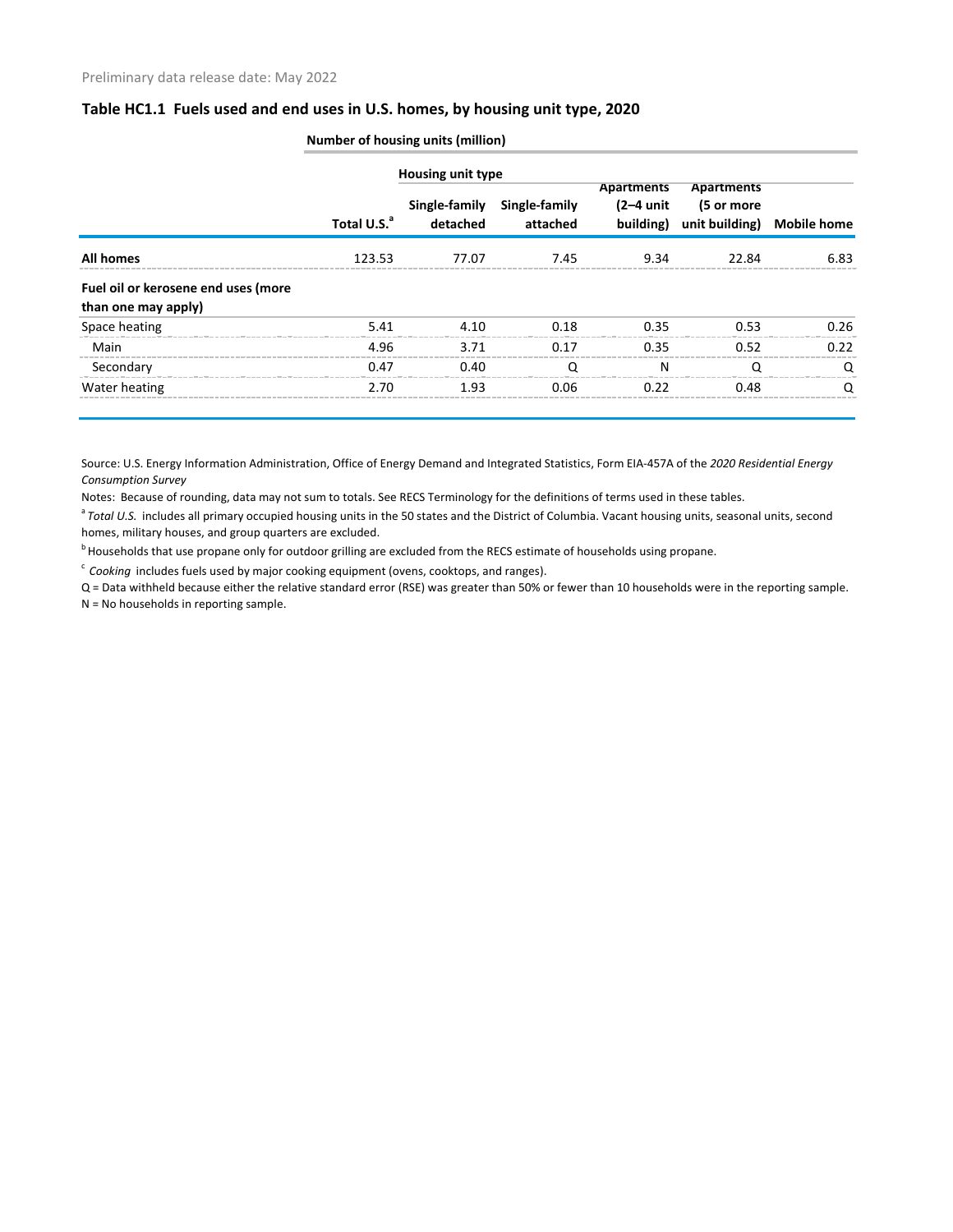Preliminary data release date: May 2022

## Table HC1.1 Fuels used and end uses in U.S. homes, by housing unit type, 2020

| | Number of housing units (million) | | | | | |
|---|---|---|---|---|---|---|
| | | Housing unit type | | | | |
| | Total U.S.[a] | Single-family detached | Single-family attached | Apartments (2–4 unit building) | Apartments (5 or more unit building) | Mobile home |
| **All homes** | 123.53 | 77.07 | 7.45 | 9.34 | 22.84 | 6.83 |
| **Fuel oil or kerosene end uses (more than one may apply)** | | | | | | |
| Space heating | 5.41 | 4.10 | 0.18 | 0.35 | 0.53 | 0.26 |
| Main | 4.96 | 3.71 | 0.17 | 0.35 | 0.52 | 0.22 |
| Secondary | 0.47 | 0.40 | Q | N | Q | Q |
| Water heating | 2.70 | 1.93 | 0.06 | 0.22 | 0.48 | Q |

Source: U.S. Energy Information Administration, Office of Energy Demand and Integrated Statistics, Form EIA-457A of the *2020 Residential Energy Consumption Survey*

Notes: Because of rounding, data may not sum to totals. See RECS Terminology for the definitions of terms used in these tables.

[a] *Total U.S.* includes all primary occupied housing units in the 50 states and the District of Columbia. Vacant housing units, seasonal units, second homes, military houses, and group quarters are excluded.

[b] Households that use propane only for outdoor grilling are excluded from the RECS estimate of households using propane.

[c] *Cooking* includes fuels used by major cooking equipment (ovens, cooktops, and ranges).

Q = Data withheld because either the relative standard error (RSE) was greater than 50% or fewer than 10 households were in the reporting sample.

N = No households in reporting sample.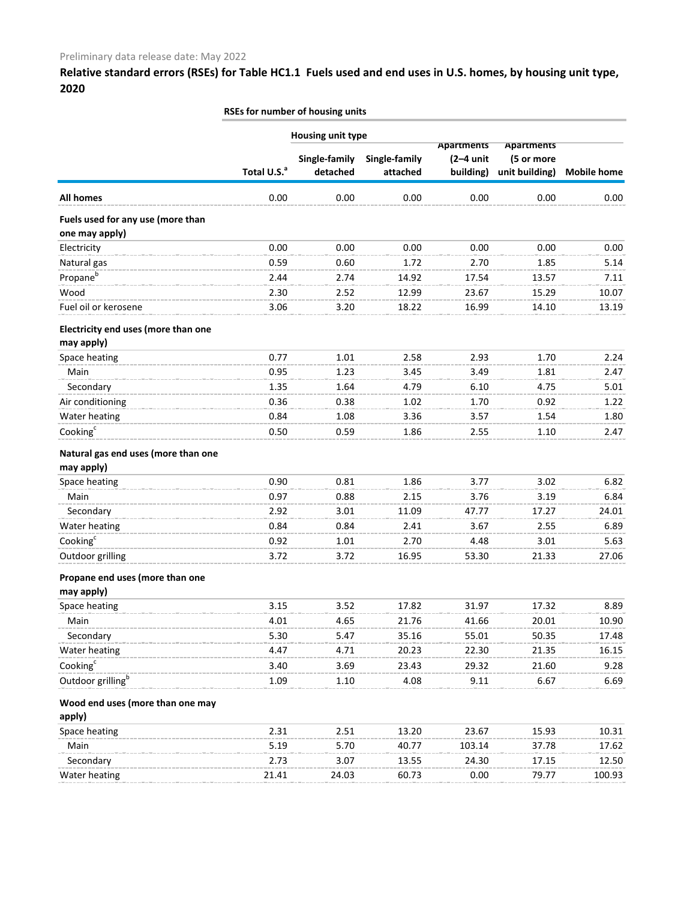Preliminary data release date: May 2022

## Relative standard errors (RSEs) for Table HC1.1 Fuels used and end uses in U.S. homes, by housing unit type, 2020

| | RSEs for number of housing units | | | | | |
|---|---|---|---|---|---|---|
| | | Housing unit type | | | | |
| | Total U.S.[a] | Single-family detached | Single-family attached | Apartments (2–4 unit building) | Apartments (5 or more unit building) | Mobile home |
| **All homes** | 0.00 | 0.00 | 0.00 | 0.00 | 0.00 | 0.00 |
| **Fuels used for any use (more than one may apply)** | | | | | | |
| Electricity | 0.00 | 0.00 | 0.00 | 0.00 | 0.00 | 0.00 |
| Natural gas | 0.59 | 0.60 | 1.72 | 2.70 | 1.85 | 5.14 |
| Propane[b] | 2.44 | 2.74 | 14.92 | 17.54 | 13.57 | 7.11 |
| Wood | 2.30 | 2.52 | 12.99 | 23.67 | 15.29 | 10.07 |
| Fuel oil or kerosene | 3.06 | 3.20 | 18.22 | 16.99 | 14.10 | 13.19 |
| **Electricity end uses (more than one may apply)** | | | | | | |
| Space heating | 0.77 | 1.01 | 2.58 | 2.93 | 1.70 | 2.24 |
| Main | 0.95 | 1.23 | 3.45 | 3.49 | 1.81 | 2.47 |
| Secondary | 1.35 | 1.64 | 4.79 | 6.10 | 4.75 | 5.01 |
| Air conditioning | 0.36 | 0.38 | 1.02 | 1.70 | 0.92 | 1.22 |
| Water heating | 0.84 | 1.08 | 3.36 | 3.57 | 1.54 | 1.80 |
| Cooking[c] | 0.50 | 0.59 | 1.86 | 2.55 | 1.10 | 2.47 |
| **Natural gas end uses (more than one may apply)** | | | | | | |
| Space heating | 0.90 | 0.81 | 1.86 | 3.77 | 3.02 | 6.82 |
| Main | 0.97 | 0.88 | 2.15 | 3.76 | 3.19 | 6.84 |
| Secondary | 2.92 | 3.01 | 11.09 | 47.77 | 17.27 | 24.01 |
| Water heating | 0.84 | 0.84 | 2.41 | 3.67 | 2.55 | 6.89 |
| Cooking[c] | 0.92 | 1.01 | 2.70 | 4.48 | 3.01 | 5.63 |
| Outdoor grilling | 3.72 | 3.72 | 16.95 | 53.30 | 21.33 | 27.06 |
| **Propane end uses (more than one may apply)** | | | | | | |
| Space heating | 3.15 | 3.52 | 17.82 | 31.97 | 17.32 | 8.89 |
| Main | 4.01 | 4.65 | 21.76 | 41.66 | 20.01 | 10.90 |
| Secondary | 5.30 | 5.47 | 35.16 | 55.01 | 50.35 | 17.48 |
| Water heating | 4.47 | 4.71 | 20.23 | 22.30 | 21.35 | 16.15 |
| Cooking[c] | 3.40 | 3.69 | 23.43 | 29.32 | 21.60 | 9.28 |
| Outdoor grilling[b] | 1.09 | 1.10 | 4.08 | 9.11 | 6.67 | 6.69 |
| **Wood end uses (more than one may apply)** | | | | | | |
| Space heating | 2.31 | 2.51 | 13.20 | 23.67 | 15.93 | 10.31 |
| Main | 5.19 | 5.70 | 40.77 | 103.14 | 37.78 | 17.62 |
| Secondary | 2.73 | 3.07 | 13.55 | 24.30 | 17.15 | 12.50 |
| Water heating | 21.41 | 24.03 | 60.73 | 0.00 | 79.77 | 100.93 |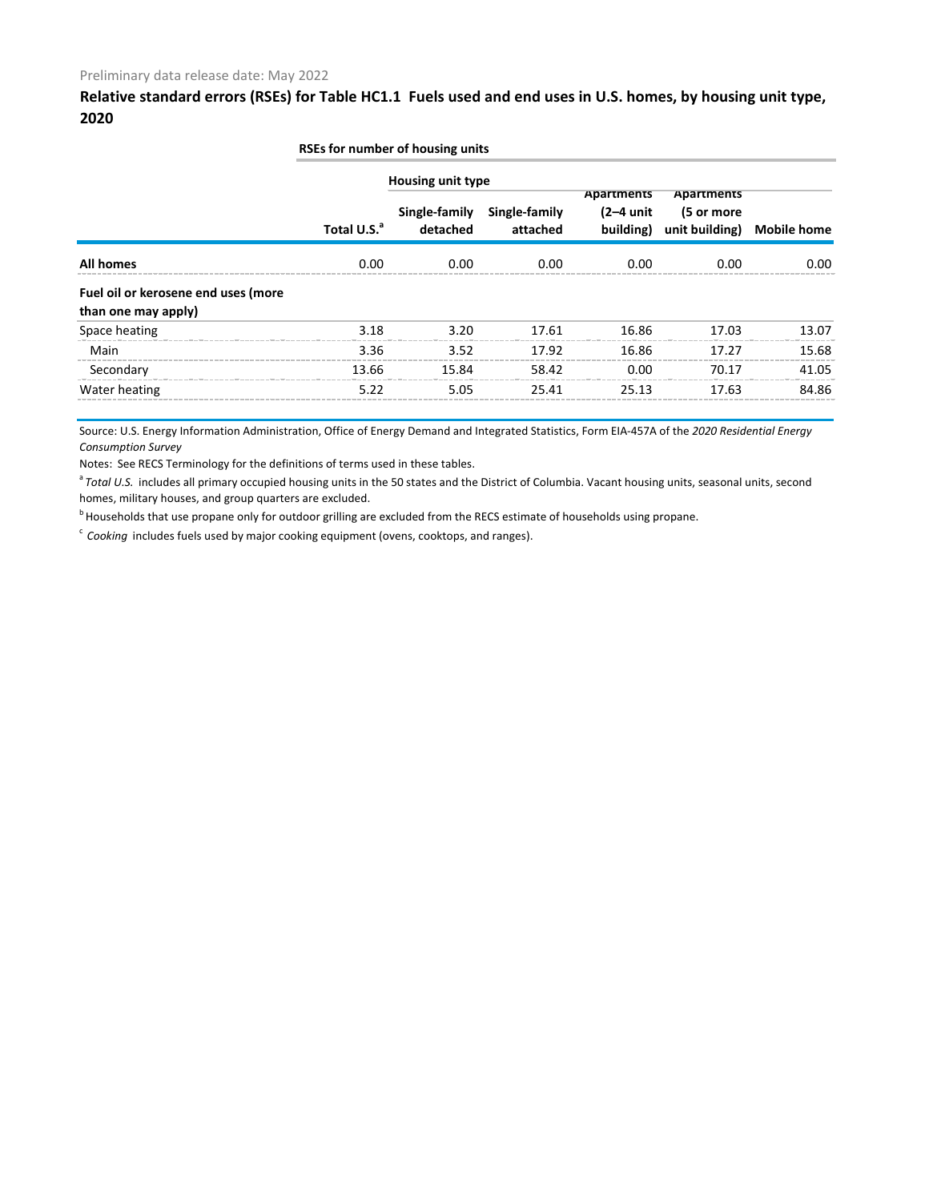Preliminary data release date: May 2022

**Relative standard errors (RSEs) for Table HC1.1 Fuels used and end uses in U.S. homes, by housing unit type, 2020**

| | RSEs for number of housing units | | | | | |
|---|---|---|---|---|---|---|
| | | Housing unit type | | | | |
| | Total U.S.[a] | Single-family detached | Single-family attached | Apartments (2–4 unit building) | Apartments (5 or more unit building) | Mobile home |
| **All homes** | 0.00 | 0.00 | 0.00 | 0.00 | 0.00 | 0.00 |
| **Fuel oil or kerosene end uses (more than one may apply)** | | | | | | |
| Space heating | 3.18 | 3.20 | 17.61 | 16.86 | 17.03 | 13.07 |
| Main | 3.36 | 3.52 | 17.92 | 16.86 | 17.27 | 15.68 |
| Secondary | 13.66 | 15.84 | 58.42 | 0.00 | 70.17 | 41.05 |
| Water heating | 5.22 | 5.05 | 25.41 | 25.13 | 17.63 | 84.86 |

Source: U.S. Energy Information Administration, Office of Energy Demand and Integrated Statistics, Form EIA-457A of the *2020 Residential Energy Consumption Survey*

Notes: See RECS Terminology for the definitions of terms used in these tables.

[a] *Total U.S.* includes all primary occupied housing units in the 50 states and the District of Columbia. Vacant housing units, seasonal units, second homes, military houses, and group quarters are excluded.

[b] Households that use propane only for outdoor grilling are excluded from the RECS estimate of households using propane.

[c] *Cooking* includes fuels used by major cooking equipment (ovens, cooktops, and ranges).